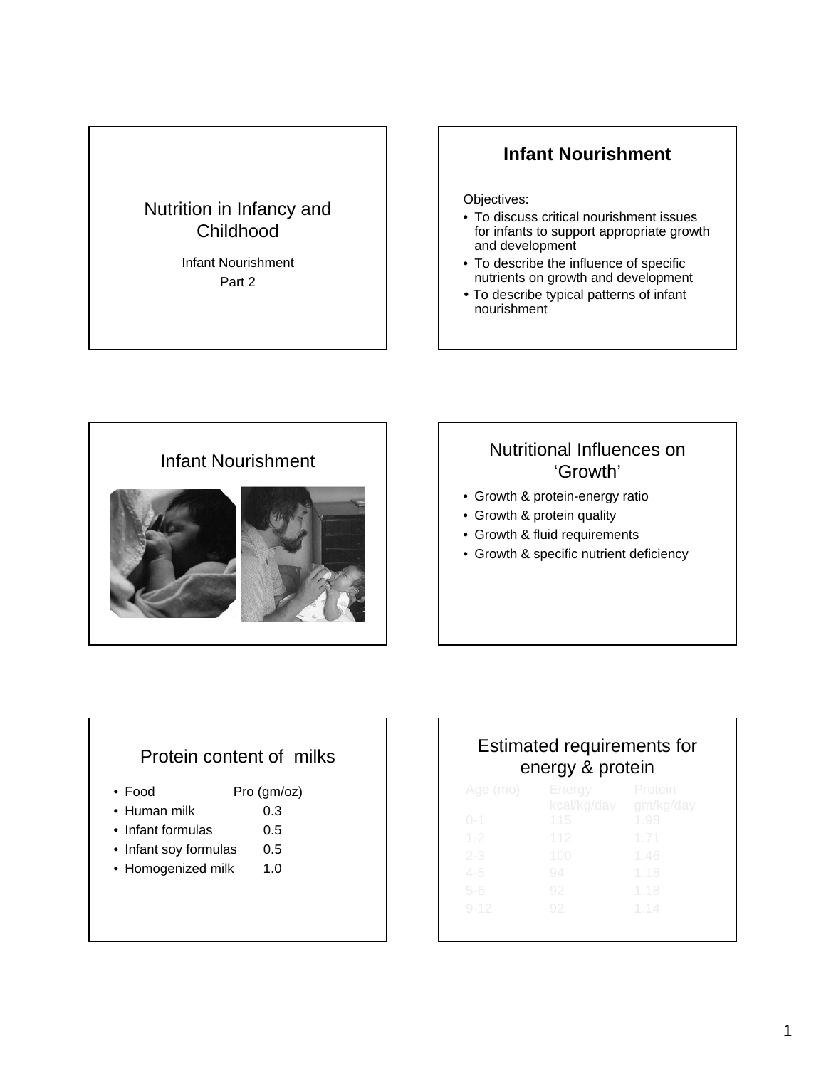## Nutrition in Infancy and Childhood

Infant Nourishment

Part 2

## Infant Nourishment

Objectives:

- To discuss critical nourishment issues for infants to support appropriate growth and development
- To describe the influence of specific nutrients on growth and development
- To describe typical patterns of infant nourishment

## Infant Nourishment

## Nutritional Influences on 'Growth'

- Growth & protein-energy ratio
- Growth & protein quality
- Growth & fluid requirements
- Growth & specific nutrient deficiency

## Protein content of milks

| Food | Pro (gm/oz) |
|---|---|
| Human milk | 0.3 |
| Infant formulas | 0.5 |
| Infant soy formulas | 0.5 |
| Homogenized milk | 1.0 |

## Estimated requirements for energy & protein

| Age (mo) | Energy kcal/kg/day | Protein gm/kg/day |
|---|---|---|
| 0-1 | 115 | 1.98 |
| 1-2 | 112 | 1.71 |
| 2-3 | 100 | 1.46 |
| 4-5 | 94 | 1.18 |
| 5-6 | 92 | 1.18 |
| 9-12 | 92 | 1.14 |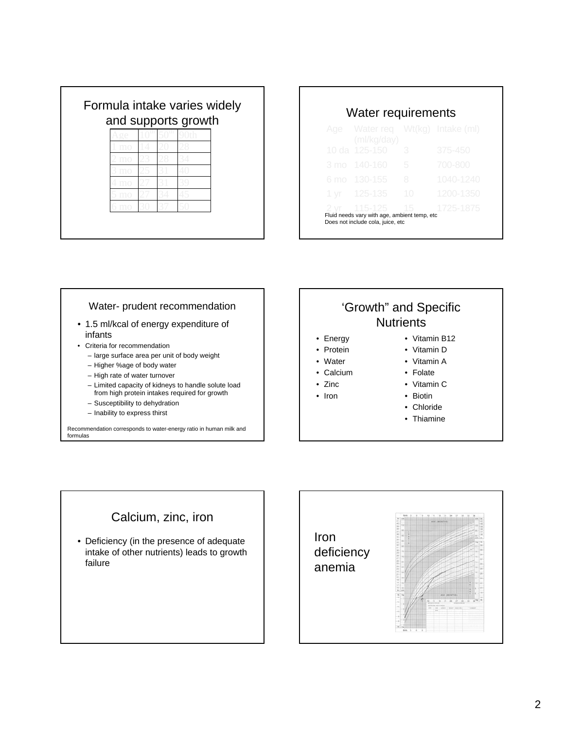## Formula intake varies widely and supports growth

| Age | 10th | 50th | 90th |
|---|---|---|---|
| 1 mo | 14 | 20 | 28 |
| 2 mo | 23 | 28 | 34 |
| 3 mo | 25 | 31 | 40 |
| 4 mo | 27 | 31 | 39 |
| 5 mo | 27 | 34 | 45 |
| 6 mo | 30 | 37 | 50 |

## Water requirements

| Age | Water req (ml/kg/day) | Wt(kg) | Intake (ml) |
|---|---|---|---|
| 10 da | 125-150 | 3 | 375-450 |
| 3 mo | 140-160 | 5 | 700-800 |
| 6 mo | 130-155 | 8 | 1040-1240 |
| 1 yr | 125-135 | 10 | 1200-1350 |
| 2 yr | 115-125 | 15 | 1725-1875 |

Fluid needs vary with age, ambient temp, etc
Does not include cola, juice, etc

## Water- prudent recommendation

- 1.5 ml/kcal of energy expenditure of infants
- Criteria for recommendation
  - large surface area per unit of body weight
  - Higher %age of body water
  - High rate of water turnover
  - Limited capacity of kidneys to handle solute load from high protein intakes required for growth
  - Susceptibility to dehydration
  - Inability to express thirst

Recommendation corresponds to water-energy ratio in human milk and formulas

## 'Growth" and Specific Nutrients

- Energy
- Protein
- Water
- Calcium
- Zinc
- Iron
- Vitamin B12
- Vitamin D
- Vitamin A
- Folate
- Vitamin C
- Biotin
- Chloride
- Thiamine

## Calcium, zinc, iron

- Deficiency (in the presence of adequate intake of other nutrients) leads to growth failure

## Iron deficiency anemia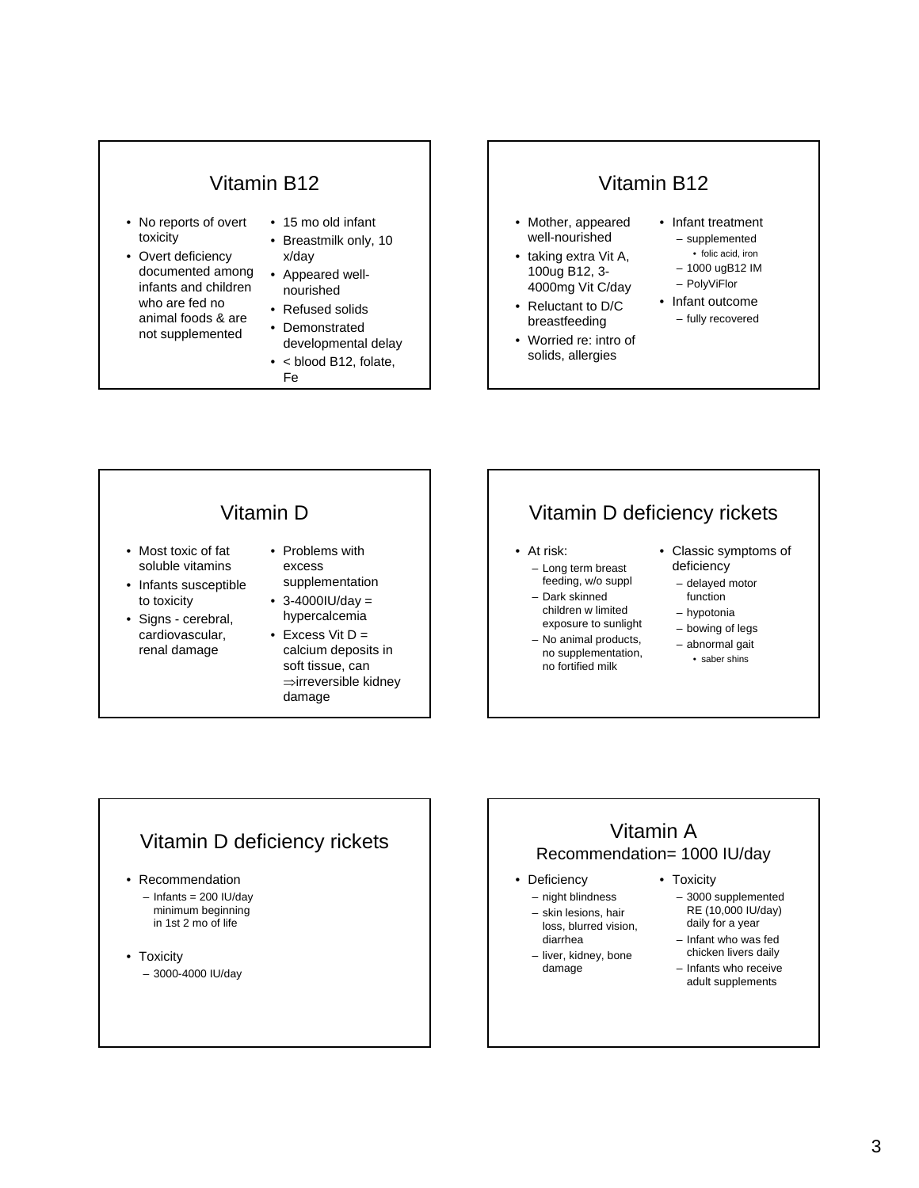## Vitamin B12

- No reports of overt toxicity
- Overt deficiency documented among infants and children who are fed no animal foods & are not supplemented

- 15 mo old infant
- Breastmilk only, 10 x/day
- Appeared well-nourished
- Refused solids
- Demonstrated developmental delay
- < blood B12, folate, Fe

## Vitamin B12

- Mother, appeared well-nourished
- taking extra Vit A, 100ug B12, 3-4000mg Vit C/day
- Reluctant to D/C breastfeeding
- Worried re: intro of solids, allergies

- Infant treatment
  - supplemented
    - folic acid, iron
  - 1000 ugB12 IM
  - PolyViFlor
- Infant outcome
  - fully recovered

## Vitamin D

- Most toxic of fat soluble vitamins
- Infants susceptible to toxicity
- Signs - cerebral, cardiovascular, renal damage

- Problems with excess supplementation
- 3-4000IU/day = hypercalcemia
- Excess Vit D = calcium deposits in soft tissue, can ⇒irreversible kidney damage

## Vitamin D deficiency rickets

- At risk:
  - Long term breast feeding, w/o suppl
  - Dark skinned children w limited exposure to sunlight
  - No animal products, no supplementation, no fortified milk

- Classic symptoms of deficiency
  - delayed motor function
  - hypotonia
  - bowing of legs
  - abnormal gait
    - saber shins

## Vitamin D deficiency rickets

- Recommendation
  - Infants = 200 IU/day minimum beginning in 1st 2 mo of life
- Toxicity
  - 3000-4000 IU/day

## Vitamin A

### Recommendation= 1000 IU/day

- Deficiency
  - night blindness
  - skin lesions, hair loss, blurred vision, diarrhea
  - liver, kidney, bone damage

- Toxicity
  - 3000 supplemented RE (10,000 IU/day) daily for a year
  - Infant who was fed chicken livers daily
  - Infants who receive adult supplements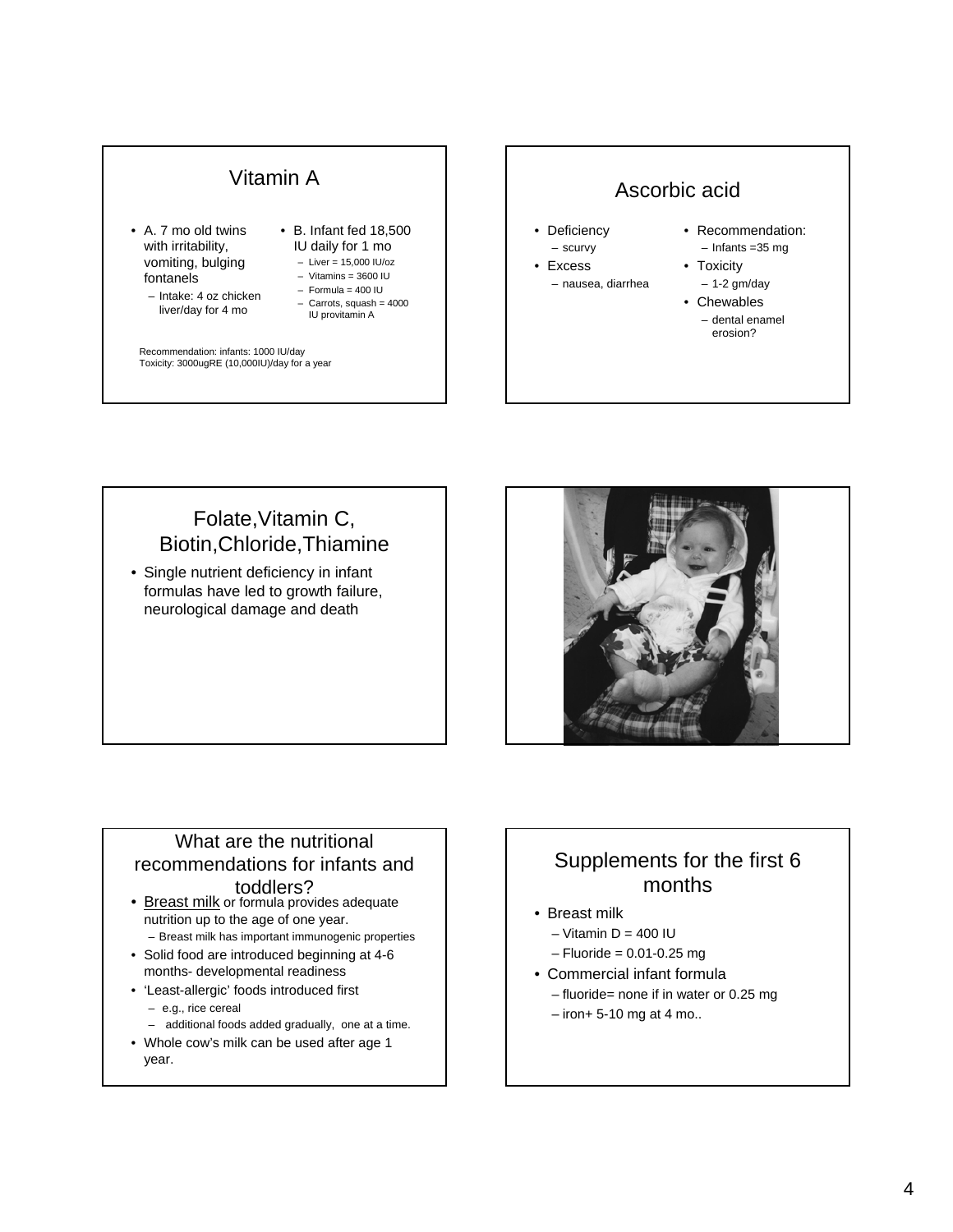## Vitamin A

- A. 7 mo old twins with irritability, vomiting, bulging fontanels
  - Intake: 4 oz chicken liver/day for 4 mo
- B. Infant fed 18,500 IU daily for 1 mo
  - Liver = 15,000 IU/oz
  - Vitamins = 3600 IU
  - Formula = 400 IU
  - Carrots, squash = 4000 IU provitamin A

Recommendation: infants: 1000 IU/day
Toxicity: 3000ugRE (10,000IU)/day for a year

## Ascorbic acid

- Deficiency
  - scurvy
- Excess
  - nausea, diarrhea
- Recommendation:
  - Infants =35 mg
- Toxicity
  - 1-2 gm/day
- Chewables
  - dental enamel erosion?

## Folate,Vitamin C, Biotin,Chloride,Thiamine

- Single nutrient deficiency in infant formulas have led to growth failure, neurological damage and death

## What are the nutritional recommendations for infants and toddlers?

- Breast milk or formula provides adequate nutrition up to the age of one year.
  - Breast milk has important immunogenic properties
- Solid food are introduced beginning at 4-6 months- developmental readiness
- 'Least-allergic' foods introduced first
  - e.g., rice cereal
  - additional foods added gradually, one at a time.
- Whole cow's milk can be used after age 1 year.

## Supplements for the first 6 months

- Breast milk
  - Vitamin D = 400 IU
  - Fluoride = 0.01-0.25 mg
- Commercial infant formula
  - fluoride= none if in water or 0.25 mg
  - iron+ 5-10 mg at 4 mo..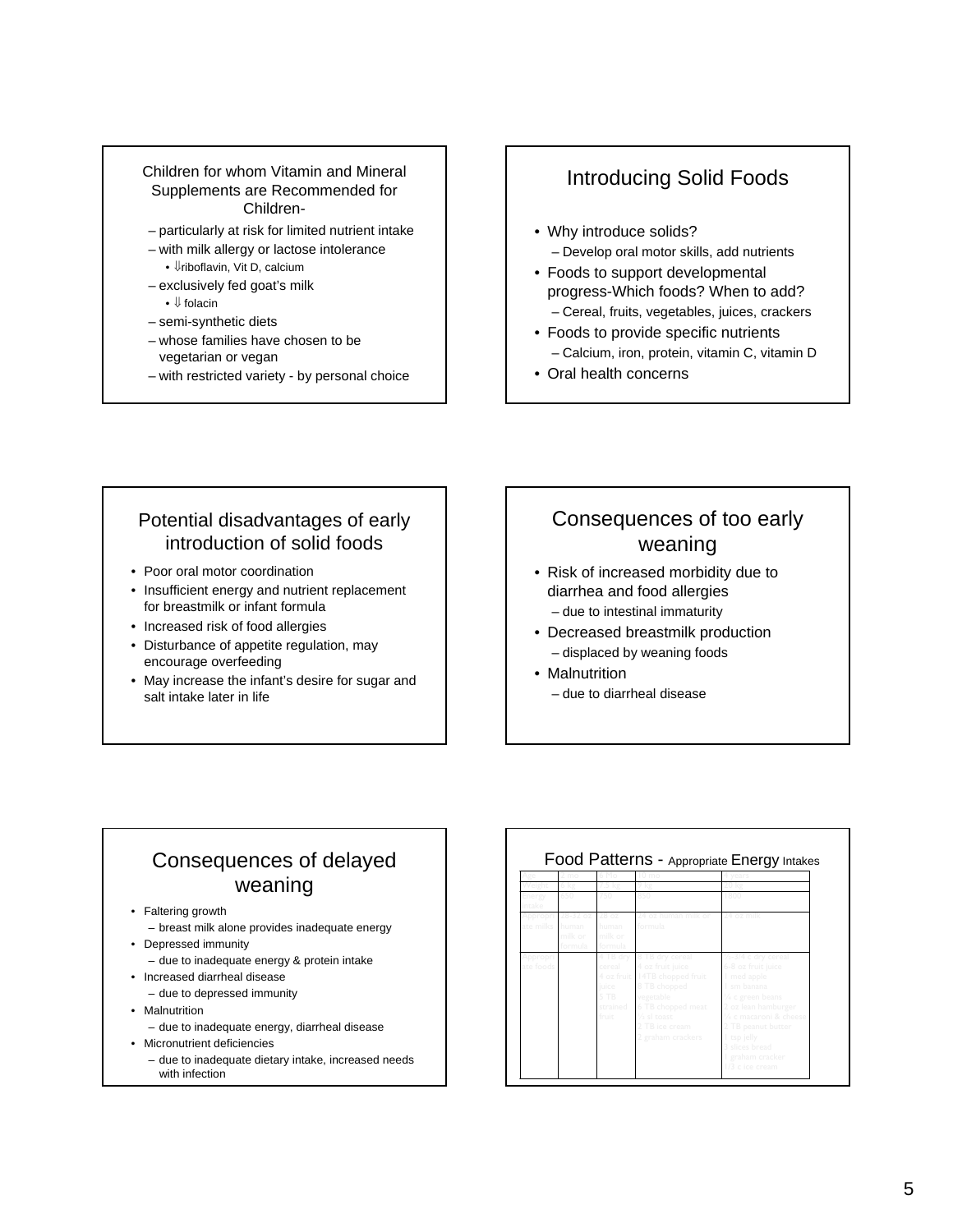## Children for whom Vitamin and Mineral Supplements are Recommended for Children-

- particularly at risk for limited nutrient intake
- with milk allergy or lactose intolerance
  - ⇓riboflavin, Vit D, calcium
- exclusively fed goat's milk
  - ⇓ folacin
- semi-synthetic diets
- whose families have chosen to be vegetarian or vegan
- with restricted variety - by personal choice

## Introducing Solid Foods

- Why introduce solids?
  - Develop oral motor skills, add nutrients
- Foods to support developmental progress-Which foods? When to add?
  - Cereal, fruits, vegetables, juices, crackers
- Foods to provide specific nutrients
  - Calcium, iron, protein, vitamin C, vitamin D
- Oral health concerns

## Potential disadvantages of early introduction of solid foods

- Poor oral motor coordination
- Insufficient energy and nutrient replacement for breastmilk or infant formula
- Increased risk of food allergies
- Disturbance of appetite regulation, may encourage overfeeding
- May increase the infant's desire for sugar and salt intake later in life

## Consequences of too early weaning

- Risk of increased morbidity due to diarrhea and food allergies
  - due to intestinal immaturity
- Decreased breastmilk production
  - displaced by weaning foods
- Malnutrition
  - due to diarrheal disease

## Consequences of delayed weaning

- Faltering growth
  - breast milk alone provides inadequate energy
- Depressed immunity
  - due to inadequate energy & protein intake
- Increased diarrheal disease
  - due to depressed immunity
- Malnutrition
  - due to inadequate energy, diarrheal disease
- Micronutrient deficiencies
  - due to inadequate dietary intake, increased needs with infection

## Food Patterns - Appropriate Energy Intakes

| Age | 2 mo | 6 mo | 12 mo | 3 years |
|---|---|---|---|---|
| Weight | 5 kg | 8 kg | 10 kg | 14 kg |
| Energy intake | 550 | 750 | 900 | 1300 |
| Appropriate milks | 28-32 oz human milk or formula | 24 oz human milk or formula | 24 oz human milk or formula | 24 oz milk |
| Appropriate foods | | 4 TB dry cereal<br>4 oz fruit juice<br>5 TB strained fruit | 4 TB dry cereal<br>4 oz fruit juice<br>4 TB chopped fruit<br>3 TB chopped vegetable<br>3 TB chopped meat<br>½ sl toast<br>2 TB ice cream<br>2 graham crackers | ½-3/4 c dry cereal<br>6-8 oz fruit juice<br>1 med apple<br>1 sm banana<br>¼ c green beans<br>2 oz lean hamburger<br>¼ c macaroni & cheese<br>2 TB peanut butter<br>1 tsp jelly<br>3 slices bread<br>1 graham cracker<br>1/3 c ice cream |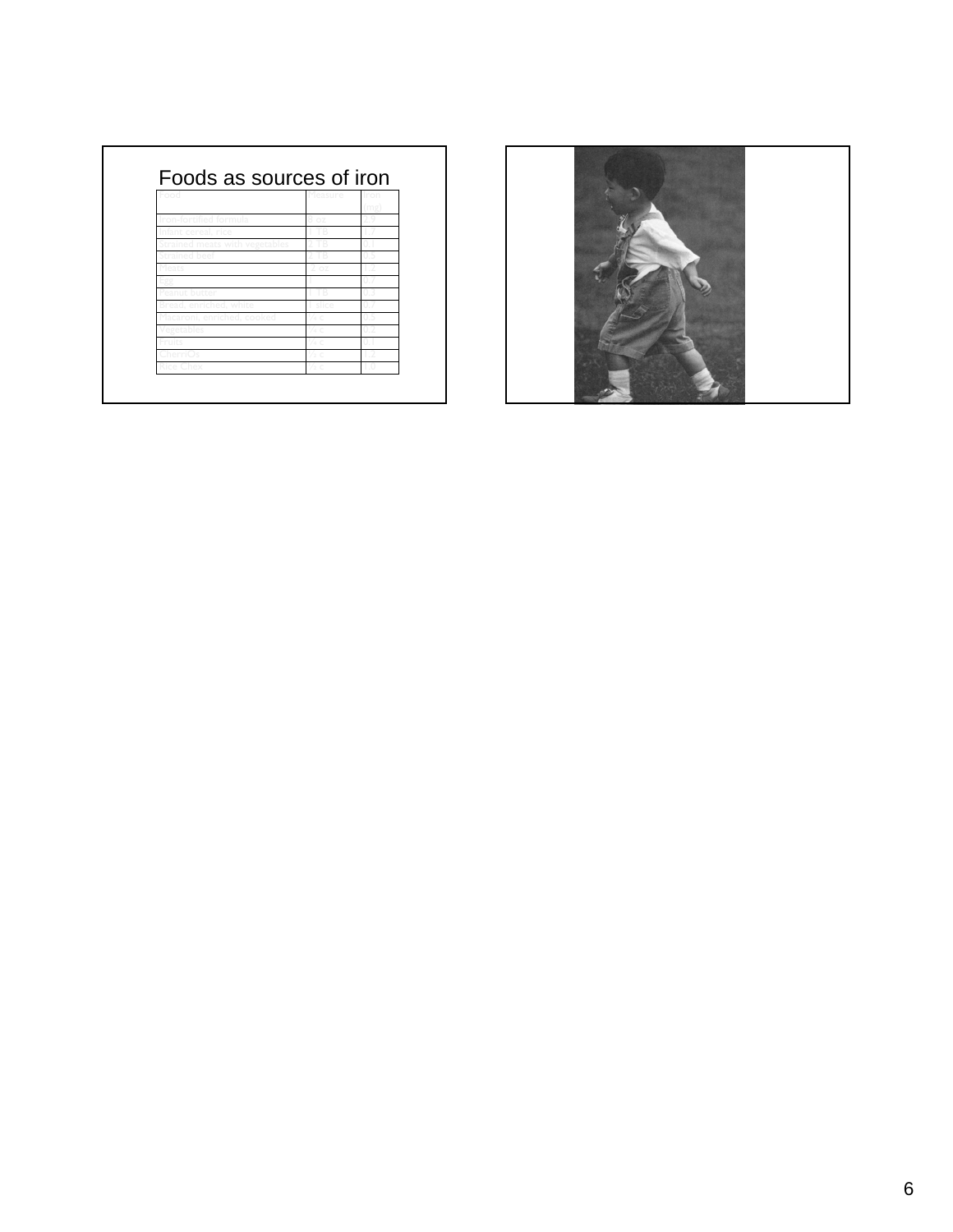Foods as sources of iron

| Food | Measure | Iron (mg) |
|---|---|---|
| Iron-fortified formula | 8 oz | 2.9 |
| Infant cereal, rice | 1 TB | 1.7 |
| Strained meats with vegetables | 1 TB | 0.1 |
| Strained beef | 1 TB | 0.3 |
| Meats | 2 oz | 1.2 |
| Egg | 1 | 0.7 |
| Peanut butter | 1 TB | 0.3 |
| Bread, enriched, white | 1 slice | 0.7 |
| Macaroni, enriched, cooked | ½ c | 0.5 |
| Vegetables | ½ c | 0.3 |
| Fruits | ½ c | 0.1 |
| Cheerio's | ½ c | 1.3 |
| Rice Chex | ½ c | 1.0 |